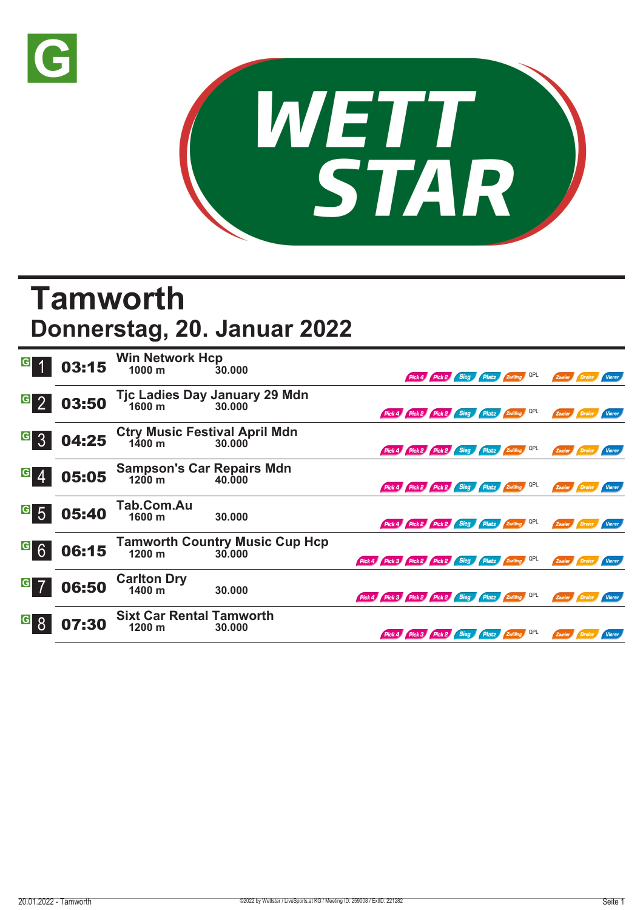# Tamworth

## Donnerstag, 20. Januar 2022

| Rennen | Zeit | Rennen / Distanz / Preisgeld | Wetten |
|---|---|---|---|
| 1 | 03:15 | **Win Network Hcp** 1000 m 30.000 | Pick 4, Pick 2, Sieg, Platz, Zwilling, QPL, Zweier, Dreier, Vierer |
| 2 | 03:50 | **Tjc Ladies Day January 29 Mdn** 1600 m 30.000 | Pick 4, Pick 2, Pick 2, Sieg, Platz, Zwilling, QPL, Zweier, Dreier, Vierer |
| 3 | 04:25 | **Ctry Music Festival April Mdn** 1400 m 30.000 | Pick 4, Pick 2, Pick 2, Sieg, Platz, Zwilling, QPL, Zweier, Dreier, Vierer |
| 4 | 05:05 | **Sampson's Car Repairs Mdn** 1200 m 40.000 | Pick 4, Pick 2, Pick 2, Sieg, Platz, Zwilling, QPL, Zweier, Dreier, Vierer |
| 5 | 05:40 | **Tab.Com.Au** 1600 m 30.000 | Pick 4, Pick 2, Pick 2, Sieg, Platz, Zwilling, QPL, Zweier, Dreier, Vierer |
| 6 | 06:15 | **Tamworth Country Music Cup Hcp** 1200 m 30.000 | Pick 4, Pick 3, Pick 2, Pick 2, Sieg, Platz, Zwilling, QPL, Zweier, Dreier, Vierer |
| 7 | 06:50 | **Carlton Dry** 1400 m 30.000 | Pick 4, Pick 3, Pick 2, Pick 2, Sieg, Platz, Zwilling, QPL, Zweier, Dreier, Vierer |
| 8 | 07:30 | **Sixt Car Rental Tamworth** 1200 m 30.000 | Pick 4, Pick 3, Pick 2, Sieg, Platz, Zwilling, QPL, Zweier, Dreier, Vierer |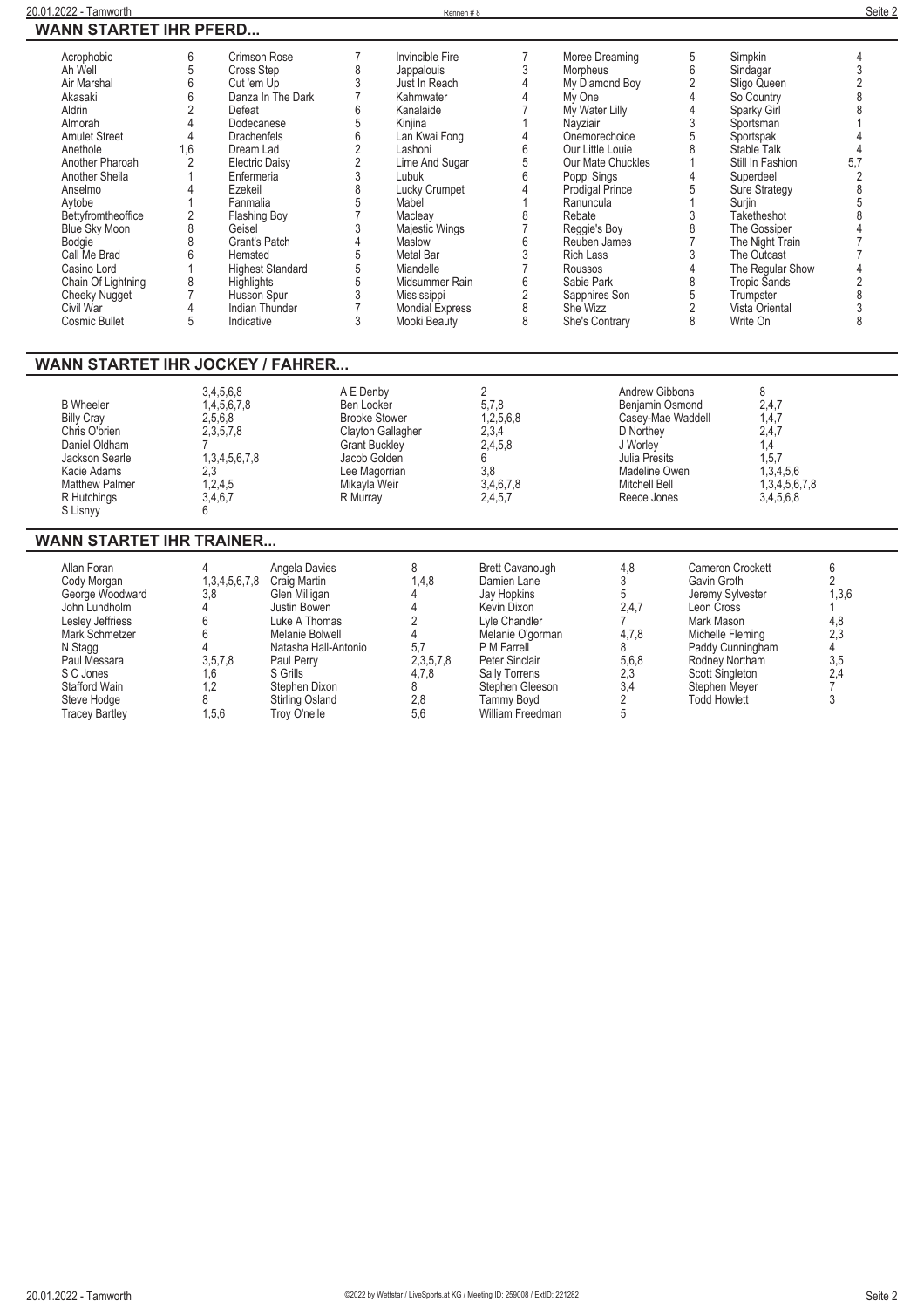## WANN STARTET IHR PFERD...

| Pferd | Rennen | Pferd | Rennen | Pferd | Rennen | Pferd | Rennen | Pferd | Rennen |
|---|---|---|---|---|---|---|---|---|---|
| Acrophobic | 6 | Crimson Rose | 7 | Invincible Fire | 7 | Moree Dreaming | 5 | Simpkin | 4 |
| Ah Well | 5 | Cross Step | 8 | Jappalouis | 3 | Morpheus | 6 | Sindagar | 3 |
| Air Marshal | 6 | Cut 'em Up | 3 | Just In Reach | 4 | My Diamond Boy | 2 | Sligo Queen | 2 |
| Akasaki | 6 | Danza In The Dark | 7 | Kahmwater | 4 | My One | 4 | So Country | 8 |
| Aldrin | 2 | Defeat | 6 | Kanalaide | 7 | My Water Lilly | 4 | Sparky Girl | 8 |
| Almorah | 4 | Dodecanese | 5 | Kinjina | 1 | Nayziair | 3 | Sportsman | 1 |
| Amulet Street | 4 | Drachenfels | 6 | Lan Kwai Fong | 4 | Onemorechoice | 5 | Sportspak | 4 |
| Anethole | 1,6 | Dream Lad | 2 | Lashoni | 6 | Our Little Louie | 8 | Stable Talk | 4 |
| Another Pharoah | 2 | Electric Daisy | 2 | Lime And Sugar | 5 | Our Mate Chuckles | 1 | Still In Fashion | 5,7 |
| Another Sheila | 1 | Enfermeria | 3 | Lubuk | 6 | Poppi Sings | 4 | Superdeel | 2 |
| Anselmo | 4 | Ezekeil | 8 | Lucky Crumpet | 4 | Prodigal Prince | 5 | Sure Strategy | 8 |
| Aytobe | 1 | Fanmalia | 5 | Mabel | 1 | Ranuncula | 1 | Surjin | 5 |
| Bettyfromtheoffice | 2 | Flashing Boy | 7 | Macleay | 8 | Rebate | 3 | Taketheshot | 8 |
| Blue Sky Moon | 8 | Geisel | 3 | Majestic Wings | 7 | Reggie's Boy | 8 | The Gossiper | 4 |
| Bodgie | 8 | Grant's Patch | 4 | Maslow | 6 | Reuben James | 7 | The Night Train | 7 |
| Call Me Brad | 6 | Hemsted | 5 | Metal Bar | 3 | Rich Lass | 3 | The Outcast | 7 |
| Casino Lord | 1 | Highest Standard | 5 | Miandelle | 7 | Roussos | 4 | The Regular Show | 4 |
| Chain Of Lightning | 8 | Highlights | 5 | Midsummer Rain | 6 | Sabie Park | 8 | Tropic Sands | 2 |
| Cheeky Nugget | 7 | Husson Spur | 3 | Mississippi | 2 | Sapphires Son | 5 | Trumpster | 8 |
| Civil War | 4 | Indian Thunder | 7 | Mondial Express | 8 | She Wizz | 2 | Vista Oriental | 3 |
| Cosmic Bullet | 5 | Indicative | 3 | Mooki Beauty | 8 | She's Contrary | 8 | Write On | 8 |

## WANN STARTET IHR JOCKEY / FAHRER...

| Jockey | Rennen | Jockey | Rennen | Jockey | Rennen |
|---|---|---|---|---|---|
| | 3,4,5,6,8 | A E Denby | 2 | Andrew Gibbons | 8 |
| B Wheeler | 1,4,5,6,7,8 | Ben Looker | 5,7,8 | Benjamin Osmond | 2,4,7 |
| Billy Cray | 2,5,6,8 | Brooke Stower | 1,2,5,6,8 | Casey-Mae Waddell | 1,4,7 |
| Chris O'brien | 2,3,5,7,8 | Clayton Gallagher | 2,3,4 | D Northey | 2,4,7 |
| Daniel Oldham | 7 | Grant Buckley | 2,4,5,8 | J Worley | 1,4 |
| Jackson Searle | 1,3,4,5,6,7,8 | Jacob Golden | 6 | Julia Presits | 1,5,7 |
| Kacie Adams | 2,3 | Lee Magorrian | 3,8 | Madeline Owen | 1,3,4,5,6 |
| Matthew Palmer | 1,2,4,5 | Mikayla Weir | 3,4,6,7,8 | Mitchell Bell | 1,3,4,5,6,7,8 |
| R Hutchings | 3,4,6,7 | R Murray | 2,4,5,7 | Reece Jones | 3,4,5,6,8 |
| S Lisnyy | 6 | | | | |

## WANN STARTET IHR TRAINER...

| Trainer | Rennen | Trainer | Rennen | Trainer | Rennen | Trainer | Rennen |
|---|---|---|---|---|---|---|---|
| Allan Foran | 4 | Angela Davies | 8 | Brett Cavanough | 4,8 | Cameron Crockett | 6 |
| Cody Morgan | 1,3,4,5,6,7,8 | Craig Martin | 1,4,8 | Damien Lane | 3 | Gavin Groth | 2 |
| George Woodward | 3,8 | Glen Milligan | 4 | Jay Hopkins | 5 | Jeremy Sylvester | 1,3,6 |
| John Lundholm | 4 | Justin Bowen | 4 | Kevin Dixon | 2,4,7 | Leon Cross | 1 |
| Lesley Jeffriess | 6 | Luke A Thomas | 2 | Lyle Chandler | 7 | Mark Mason | 4,8 |
| Mark Schmetzer | 6 | Melanie Bolwell | 4 | Melanie O'gorman | 4,7,8 | Michelle Fleming | 2,3 |
| N Stagg | 4 | Natasha Hall-Antonio | 5,7 | P M Farrell | 8 | Paddy Cunningham | 4 |
| Paul Messara | 3,5,7,8 | Paul Perry | 2,3,5,7,8 | Peter Sinclair | 5,6,8 | Rodney Northam | 3,5 |
| S C Jones | 1,6 | S Grills | 4,7,8 | Sally Torrens | 2,3 | Scott Singleton | 2,4 |
| Stafford Wain | 1,2 | Stephen Dixon | 8 | Stephen Gleeson | 3,4 | Stephen Meyer | 7 |
| Steve Hodge | 8 | Stirling Osland | 2,8 | Tammy Boyd | 2 | Todd Howlett | 3 |
| Tracey Bartley | 1,5,6 | Troy O'neile | 5,6 | William Freedman | 5 | | |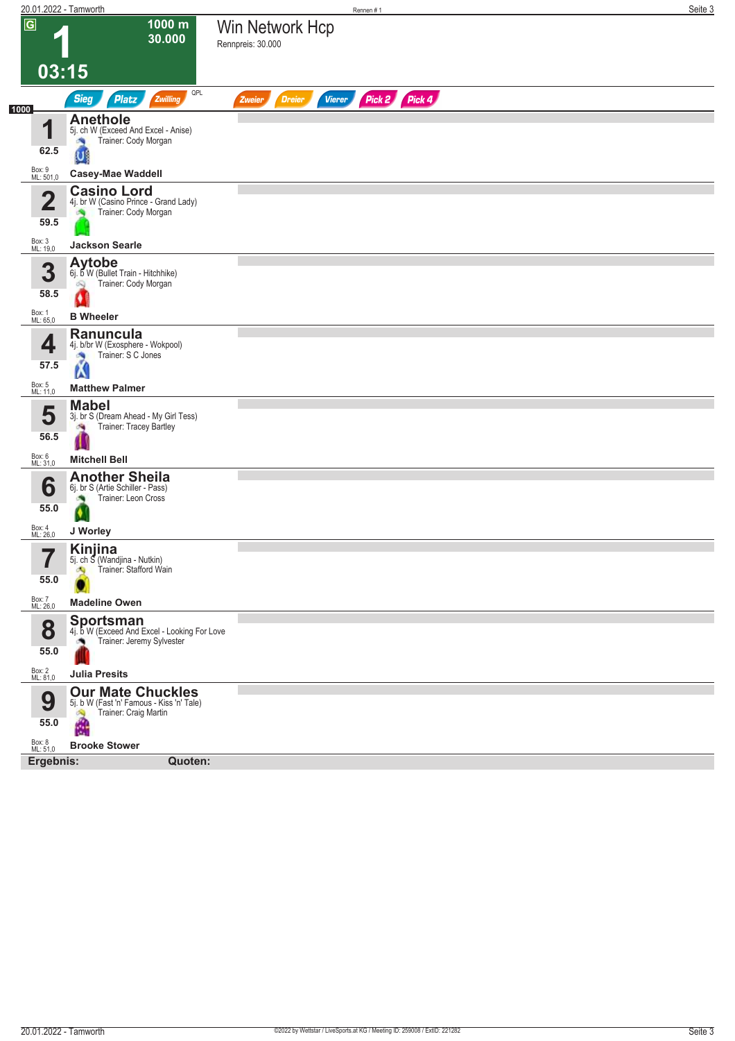# 1 — Win Network Hcp

G | 1000 m | 30.000 | 03:15

Rennpreis: 30.000

Sieg | Platz | Zwilling | QPL | Zweier | Dreier | Vierer | Pick 2 | Pick 4

1000

| Nr. | Gewicht | Pferd | Box | ML | Jockey |
|---|---|---|---|---|---|
| 1 | 62.5 | **Anethole** 5j. ch W (Exceed And Excel - Anise) Trainer: Cody Morgan | 9 | 501,0 | **Casey-Mae Waddell** |
| 2 | 59.5 | **Casino Lord** 4j. br W (Casino Prince - Grand Lady) Trainer: Cody Morgan | 3 | 19,0 | **Jackson Searle** |
| 3 | 58.5 | **Aytobe** 6j. b W (Bullet Train - Hitchhike) Trainer: Cody Morgan | 1 | 65,0 | **B Wheeler** |
| 4 | 57.5 | **Ranuncula** 4j. b/br W (Exosphere - Wokpool) Trainer: S C Jones | 5 | 11,0 | **Matthew Palmer** |
| 5 | 56.5 | **Mabel** 3j. br S (Dream Ahead - My Girl Tess) Trainer: Tracey Bartley | 6 | 31,0 | **Mitchell Bell** |
| 6 | 55.0 | **Another Sheila** 6j. br S (Artie Schiller - Pass) Trainer: Leon Cross | 4 | 26,0 | **J Worley** |
| 7 | 55.0 | **Kinjina** 5j. ch S (Wandjina - Nutkin) Trainer: Stafford Wain | 7 | 26,0 | **Madeline Owen** |
| 8 | 55.0 | **Sportsman** 4j. b W (Exceed And Excel - Looking For Love Trainer: Jeremy Sylvester | 2 | 81,0 | **Julia Presits** |
| 9 | 55.0 | **Our Mate Chuckles** 5j. b W (Fast 'n' Famous - Kiss 'n' Tale) Trainer: Craig Martin | 8 | 51,0 | **Brooke Stower** |

**Ergebnis:** **Quoten:**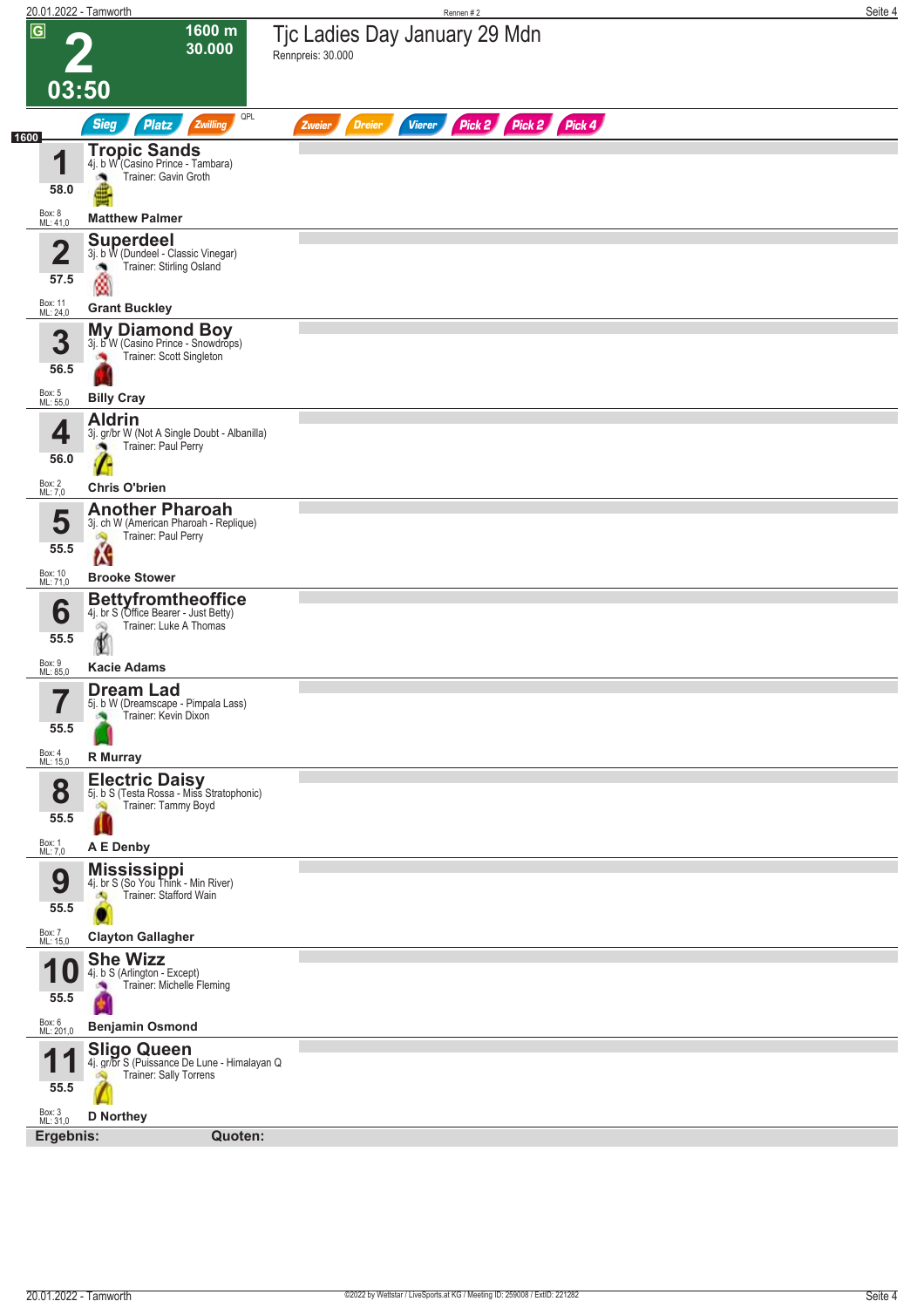# Rennen # 2

**G** **2** — 03:50 — 1600 m — 30.000

## Tjc Ladies Day January 29 Mdn

Rennpreis: 30.000

Sieg | Platz | Zwilling | QPL | Zweier | Dreier | Vierer | Pick 2 | Pick 2 | Pick 4

1600

| Nr. | Gewicht | Pferd | Details | Trainer | Jockey | Box | ML |
|---|---|---|---|---|---|---|---|
| 1 | 58.0 | **Tropic Sands** | 4j. b W (Casino Prince - Tambara) | Gavin Groth | **Matthew Palmer** | 8 | 41,0 |
| 2 | 57.5 | **Superdeel** | 3j. b W (Dundeel - Classic Vinegar) | Stirling Osland | **Grant Buckley** | 11 | 24,0 |
| 3 | 56.5 | **My Diamond Boy** | 3j. b W (Casino Prince - Snowdrops) | Scott Singleton | **Billy Cray** | 5 | 55,0 |
| 4 | 56.0 | **Aldrin** | 3j. gr/br W (Not A Single Doubt - Albanilla) | Paul Perry | **Chris O'brien** | 2 | 7,0 |
| 5 | 55.5 | **Another Pharoah** | 3j. ch W (American Pharoah - Replique) | Paul Perry | **Brooke Stower** | 10 | 71,0 |
| 6 | 55.5 | **Bettyfromtheoffice** | 4j. br S (Office Bearer - Just Betty) | Luke A Thomas | **Kacie Adams** | 9 | 85,0 |
| 7 | 55.5 | **Dream Lad** | 5j. b W (Dreamscape - Pimpala Lass) | Kevin Dixon | **R Murray** | 4 | 15,0 |
| 8 | 55.5 | **Electric Daisy** | 5j. b S (Testa Rossa - Miss Stratophonic) | Tammy Boyd | **A E Denby** | 1 | 7,0 |
| 9 | 55.5 | **Mississippi** | 4j. br S (So You Think - Min River) | Stafford Wain | **Clayton Gallagher** | 7 | 15,0 |
| 10 | 55.5 | **She Wizz** | 4j. b S (Arlington - Except) | Michelle Fleming | **Benjamin Osmond** | 6 | 201,0 |
| 11 | 55.5 | **Sligo Queen** | 4j. gr/br S (Puissance De Lune - Himalayan Q | Sally Torrens | **D Northey** | 3 | 31,0 |

**Ergebnis:** **Quoten:**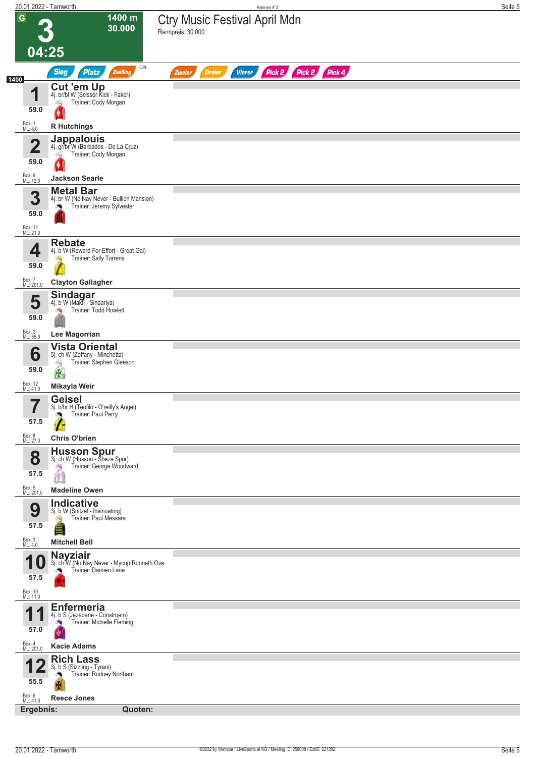# 3 — Ctry Music Festival April Mdn

G · 1400 m · 30.000 · 04:25

Rennpreis: 30.000

Sieg · Platz · Zwilling · QPL · Zweier · Dreier · Vierer · Pick 2 · Pick 2 · Pick 4

1400

| Nr. | Gewicht | Pferd | Details | Trainer | Jockey | Box | ML |
|---|---|---|---|---|---|---|---|
| 1 | 59.0 | **Cut 'em Up** | 4j. br/bl W (Scissor Kick - Faker) | Cody Morgan | R Hutchings | 1 | 8,0 |
| 2 | 59.0 | **Jappalouis** | 4j. gr/br W (Barbados - De La Cruz) | Cody Morgan | Jackson Searle | 9 | 12,0 |
| 3 | 59.0 | **Metal Bar** | 4j. br W (No Nay Never - Bullion Mansion) | Jeremy Sylvester | | 11 | 21,0 |
| 4 | 59.0 | **Rebate** | 4j. b W (Reward For Effort - Great Gal) | Sally Torrens | Clayton Gallagher | 7 | 201,0 |
| 5 | 59.0 | **Sindagar** | 4j. b W (Makfi - Sindariya) | Todd Howlett | Lee Magorrian | 2 | 55,0 |
| 6 | 59.0 | **Vista Oriental** | 5j. ch W (Zoffany - Minchetta) | Stephen Gleeson | Mikayla Weir | 12 | 41,0 |
| 7 | 57.5 | **Geisel** | 3j. b/br H (Teofilo - O'reilly's Angel) | Paul Perry | Chris O'brien | 8 | 27,0 |
| 8 | 57.5 | **Husson Spur** | 3j. ch W (Husson - Sheza Spur) | George Woodward | Madeline Owen | 5 | 201,0 |
| 9 | 57.5 | **Indicative** | 3j. b W (Snitzel - Insinuating) | Paul Messara | Mitchell Bell | 3 | 4,0 |
| 10 | 57.5 | **Nayziair** | 3j. ch W (No Nay Never - Mycup Runneth Ove | Damien Lane | | 10 | 11,0 |
| 11 | 57.0 | **Enfermeria** | 4j. b S (Jezadane - Constroem) | Michelle Fleming | Kacie Adams | 4 | 201,0 |
| 12 | 55.5 | **Rich Lass** | 3j. b S (Sizzling - Tyrani) | Rodney Northam | Reece Jones | 6 | 41,0 |

**Ergebnis:** **Quoten:**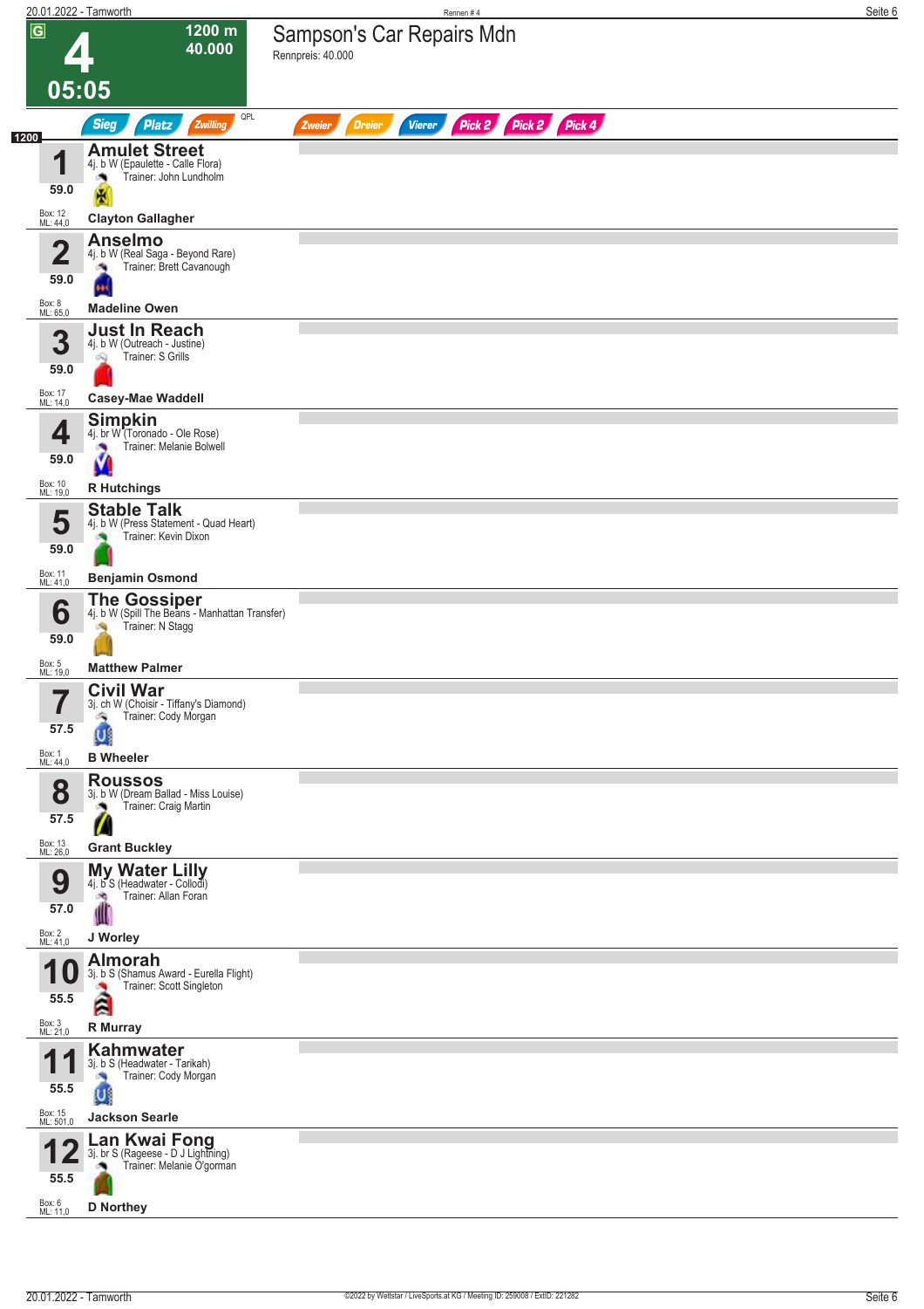# 4 — Sampson's Car Repairs Mdn

**1200 m** | **40.000** | **05:05**

Rennpreis: 40.000

Sieg | Platz | Zwilling | QPL | Zweier | Dreier | Vierer | Pick 2 | Pick 2 | Pick 4

**1200**

| Nr. | Gewicht | Pferd | Abstammung | Trainer | Jockey | Box | ML |
|---|---|---|---|---|---|---|---|
| 1 | 59.0 | **Amulet Street** | 4j. b W (Epaulette - Calle Flora) | John Lundholm | **Clayton Gallagher** | 12 | 44,0 |
| 2 | 59.0 | **Anselmo** | 4j. b W (Real Saga - Beyond Rare) | Brett Cavanough | **Madeline Owen** | 8 | 65,0 |
| 3 | 59.0 | **Just In Reach** | 4j. b W (Outreach - Justine) | S Grills | **Casey-Mae Waddell** | 17 | 14,0 |
| 4 | 59.0 | **Simpkin** | 4j. br W (Toronado - Ole Rose) | Melanie Bolwell | **R Hutchings** | 10 | 19,0 |
| 5 | 59.0 | **Stable Talk** | 4j. b W (Press Statement - Quad Heart) | Kevin Dixon | **Benjamin Osmond** | 11 | 41,0 |
| 6 | 59.0 | **The Gossiper** | 4j. b W (Spill The Beans - Manhattan Transfer) | N Stagg | **Matthew Palmer** | 5 | 19,0 |
| 7 | 57.5 | **Civil War** | 3j. ch W (Choisir - Tiffany's Diamond) | Cody Morgan | **B Wheeler** | 1 | 44,0 |
| 8 | 57.5 | **Roussos** | 3j. b W (Dream Ballad - Miss Louise) | Craig Martin | **Grant Buckley** | 13 | 26,0 |
| 9 | 57.0 | **My Water Lilly** | 4j. b S (Headwater - Collodi) | Allan Foran | **J Worley** | 2 | 41,0 |
| 10 | 55.5 | **Almorah** | 3j. b S (Shamus Award - Eurella Flight) | Scott Singleton | **R Murray** | 3 | 21,0 |
| 11 | 55.5 | **Kahmwater** | 3j. b S (Headwater - Tarikah) | Cody Morgan | **Jackson Searle** | 15 | 501,0 |
| 12 | 55.5 | **Lan Kwai Fong** | 3j. br S (Rageese - D J Lightning) | Melanie O'gorman | **D Northey** | 6 | 11,0 |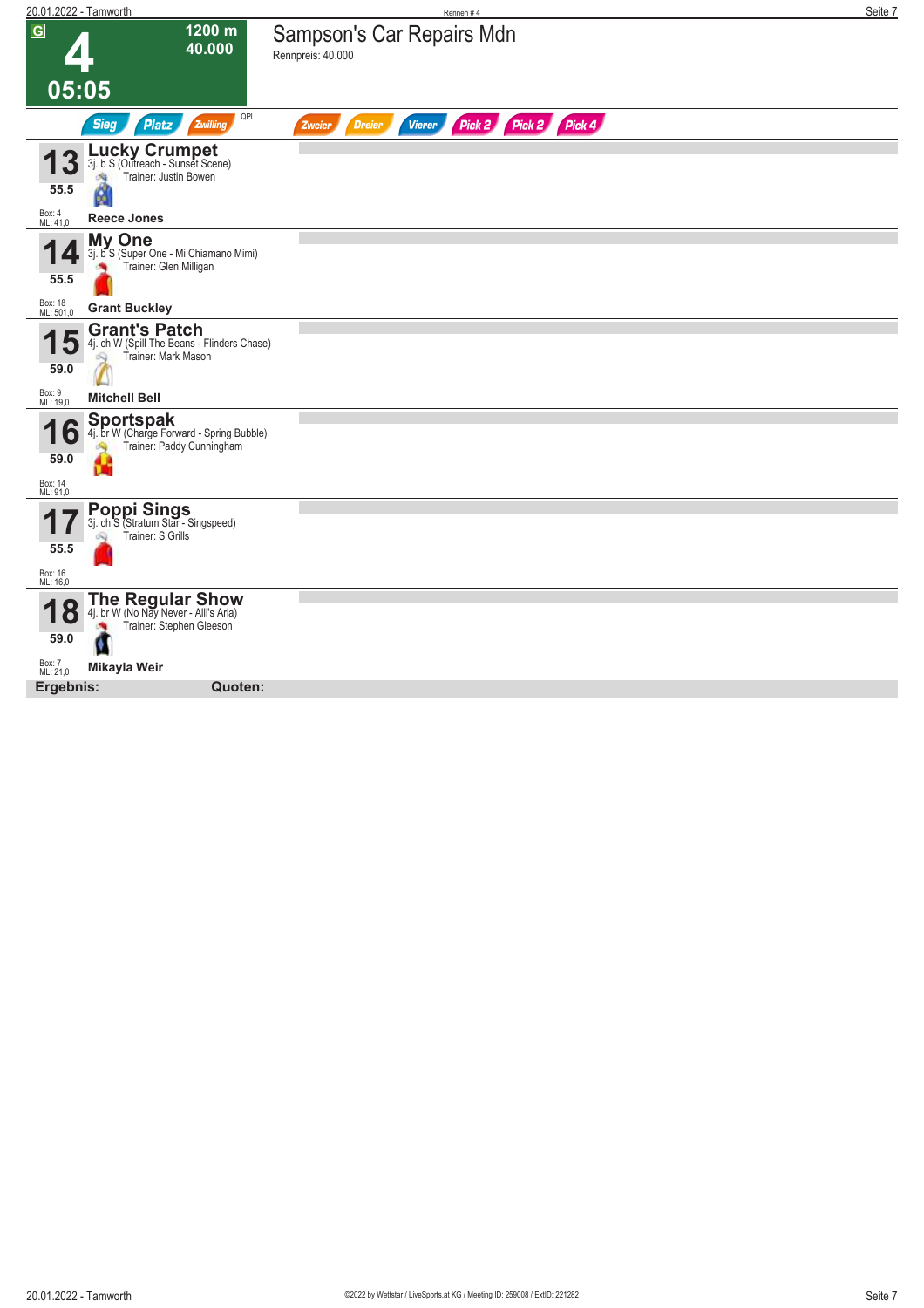# 4

**G** | 1200 m | 40.000

**05:05**

## Sampson's Car Repairs Mdn

Rennpreis: 40.000

Sieg | Platz | Zwilling | QPL | Zweier | Dreier | Vierer | Pick 2 | Pick 2 | Pick 4

---

**13** — **Lucky Crumpet**
3j. b S (Outreach - Sunset Scene)
Trainer: Justin Bowen
55.5
Box: 4
ML: 41,0
**Reece Jones**

---

**14** — **My One**
3j. b S (Super One - Mi Chiamano Mimi)
Trainer: Glen Milligan
55.5
Box: 18
ML: 501,0
**Grant Buckley**

---

**15** — **Grant's Patch**
4j. ch W (Spill The Beans - Flinders Chase)
Trainer: Mark Mason
59.0
Box: 9
ML: 19,0
**Mitchell Bell**

---

**16** — **Sportspak**
4j. br W (Charge Forward - Spring Bubble)
Trainer: Paddy Cunningham
59.0
Box: 14
ML: 91,0

---

**17** — **Poppi Sings**
3j. ch S (Stratum Star - Singspeed)
Trainer: S Grills
55.5
Box: 16
ML: 16,0

---

**18** — **The Regular Show**
4j. br W (No Nay Never - Alli's Aria)
Trainer: Stephen Gleeson
59.0
Box: 7
ML: 21,0
**Mikayla Weir**

---

**Ergebnis:** **Quoten:**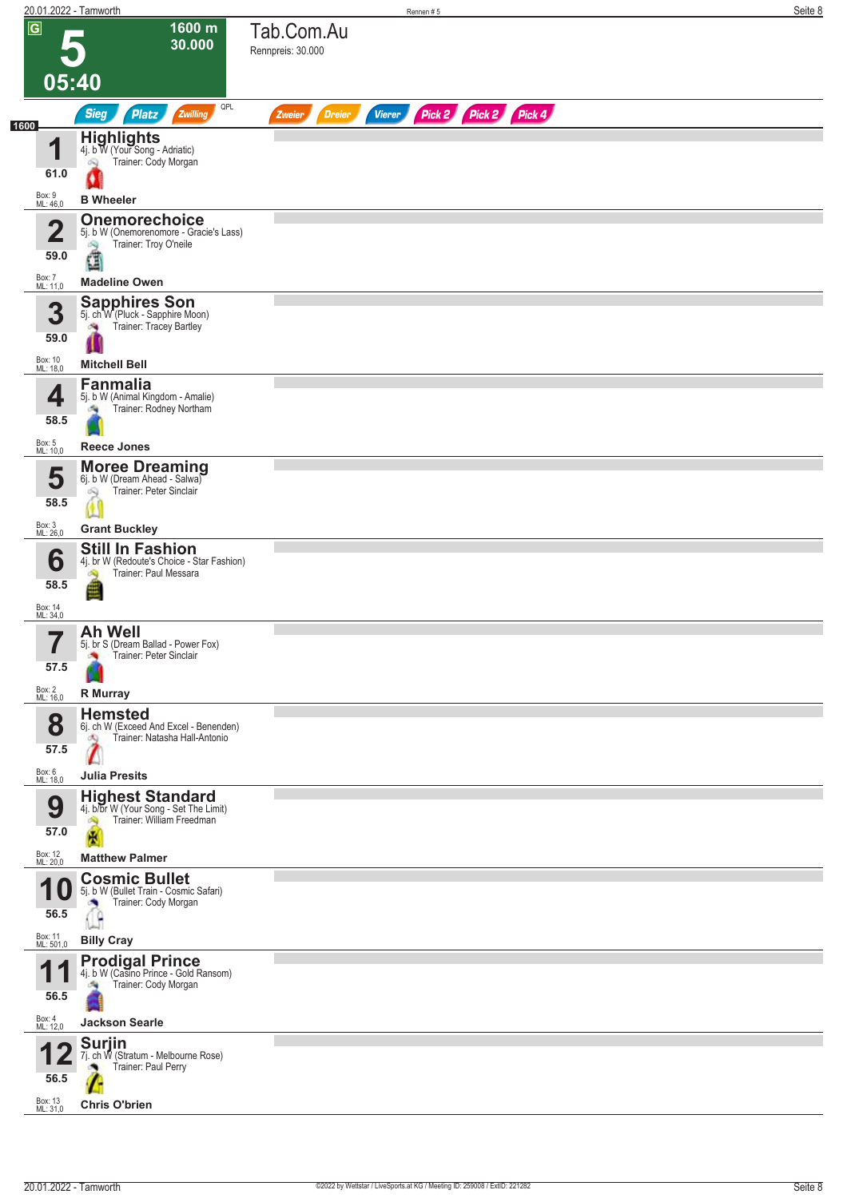# 5

**05:40**

1600 m
30.000

## Tab.Com.Au

Rennpreis: 30.000

Sieg | Platz | Zwilling | QPL | Zweier | Dreier | Vierer | Pick 2 | Pick 2 | Pick 4

1600

| Nr. | Gewicht | Pferd | Details | Trainer | Jockey | Box | ML |
|---|---|---|---|---|---|---|---|
| 1 | 61.0 | **Highlights** | 4j. b W (Your Song - Adriatic) | Cody Morgan | **B Wheeler** | 9 | 46,0 |
| 2 | 59.0 | **Onemorechoice** | 5j. b W (Onemorenomore - Gracie's Lass) | Troy O'neile | **Madeline Owen** | 7 | 11,0 |
| 3 | 59.0 | **Sapphires Son** | 5j. ch W (Pluck - Sapphire Moon) | Tracey Bartley | **Mitchell Bell** | 10 | 18,0 |
| 4 | 58.5 | **Fanmalia** | 5j. b W (Animal Kingdom - Amalie) | Rodney Northam | **Reece Jones** | 5 | 10,0 |
| 5 | 58.5 | **Moree Dreaming** | 6j. b W (Dream Ahead - Salwa) | Peter Sinclair | **Grant Buckley** | 3 | 26,0 |
| 6 | 58.5 | **Still In Fashion** | 4j. br W (Redoute's Choice - Star Fashion) | Paul Messara | | 14 | 34,0 |
| 7 | 57.5 | **Ah Well** | 5j. br S (Dream Ballad - Power Fox) | Peter Sinclair | **R Murray** | 2 | 16,0 |
| 8 | 57.5 | **Hemsted** | 6j. ch W (Exceed And Excel - Benenden) | Natasha Hall-Antonio | **Julia Presits** | 6 | 18,0 |
| 9 | 57.0 | **Highest Standard** | 4j. b/br W (Your Song - Set The Limit) | William Freedman | **Matthew Palmer** | 12 | 20,0 |
| 10 | 56.5 | **Cosmic Bullet** | 5j. b W (Bullet Train - Cosmic Safari) | Cody Morgan | **Billy Cray** | 11 | 501,0 |
| 11 | 56.5 | **Prodigal Prince** | 4j. b W (Casino Prince - Gold Ransom) | Cody Morgan | **Jackson Searle** | 4 | 12,0 |
| 12 | 56.5 | **Surjin** | 7j. ch W (Stratum - Melbourne Rose) | Paul Perry | **Chris O'brien** | 13 | 31,0 |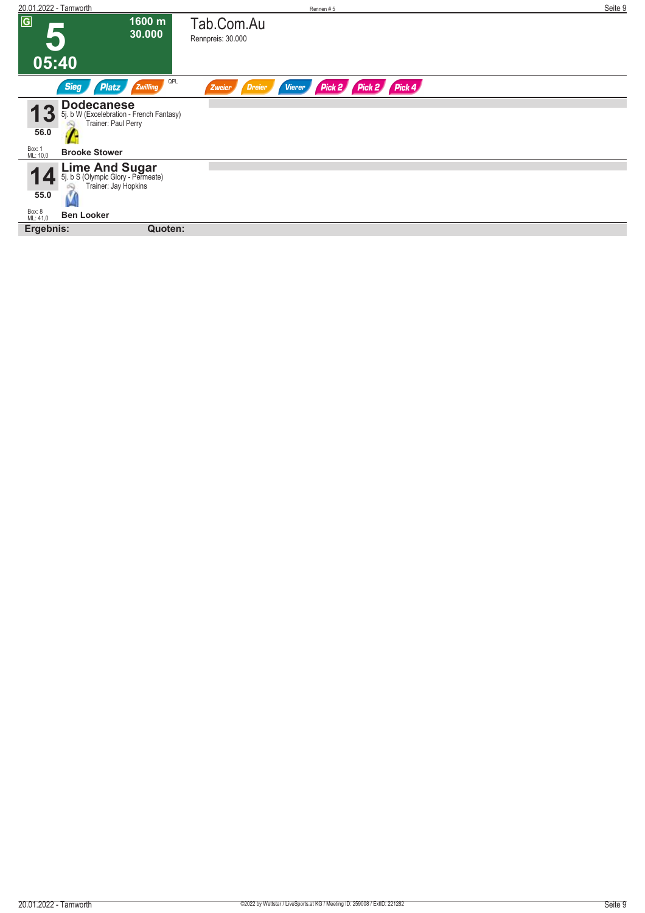**G**

# 5

**1600 m**
**30.000**

**05:40**

## Tab.Com.Au

Rennpreis: 30.000

Sieg | Platz | Zwilling | QPL | Zweier | Dreier | Vierer | Pick 2 | Pick 2 | Pick 4

---

**13** | **Dodecanese**
5j. b W (Excelebration - French Fantasy)
Trainer: Paul Perry

**56.0**

Box: 1
ML: 10,0

**Brooke Stower**

---

**14** | **Lime And Sugar**
5j. b S (Olympic Glory - Permeate)
Trainer: Jay Hopkins

**55.0**

Box: 8
ML: 41,0

**Ben Looker**

---

**Ergebnis:** **Quoten:**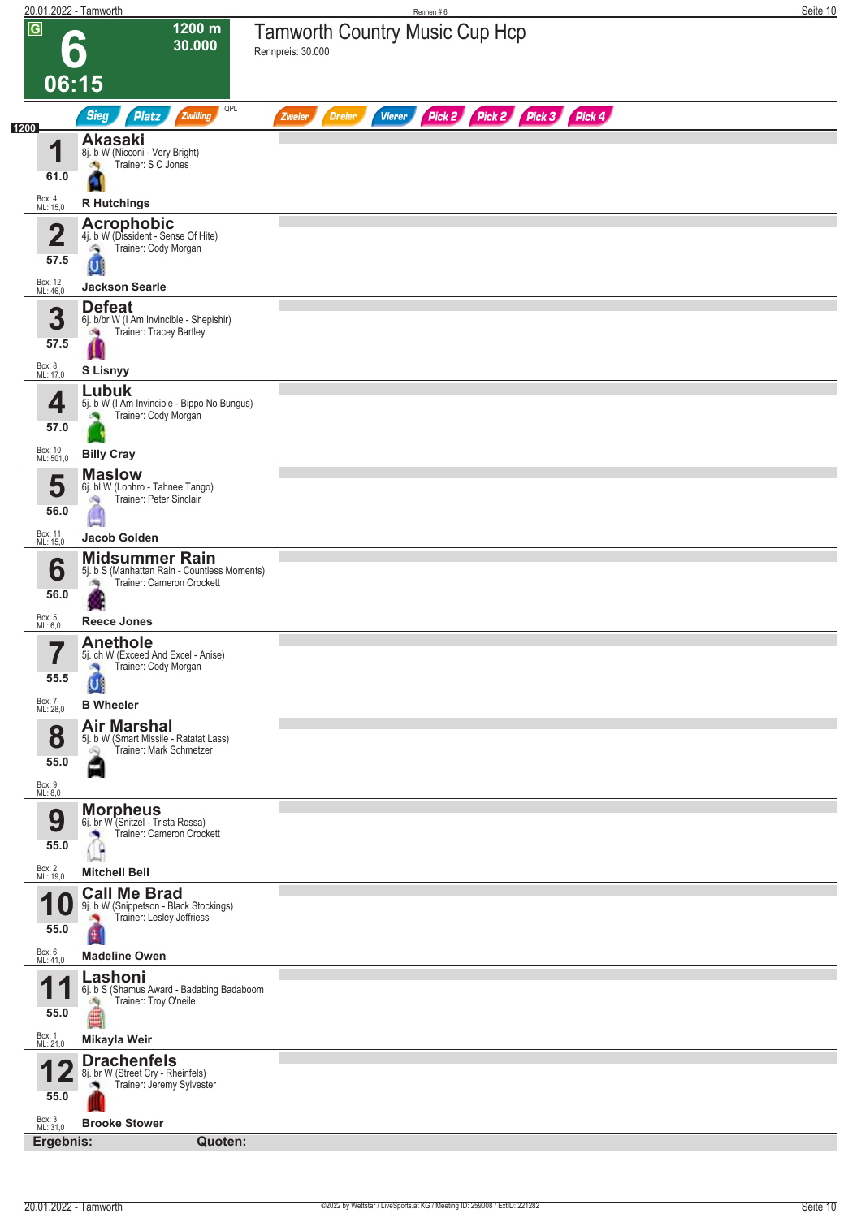# 6

**1200 m**
**30.000**

**06:15**

## Tamworth Country Music Cup Hcp

Rennpreis: 30.000

Sieg | Platz | Zwilling | QPL | Zweier | Dreier | Vierer | Pick 2 | Pick 2 | Pick 3 | Pick 4

1200

| Nr. | Gewicht | Pferd | Details | Trainer | Jockey | Box | ML |
|---|---|---|---|---|---|---|---|
| 1 | 61.0 | **Akasaki** | 8j. b W (Nicconi - Very Bright) | S C Jones | R Hutchings | 4 | 15,0 |
| 2 | 57.5 | **Acrophobic** | 4j. b W (Dissident - Sense Of Hite) | Cody Morgan | Jackson Searle | 12 | 46,0 |
| 3 | 57.5 | **Defeat** | 6j. b/br W (I Am Invincible - Shepishir) | Tracey Bartley | S Lisnyy | 8 | 17,0 |
| 4 | 57.0 | **Lubuk** | 5j. b W (I Am Invincible - Bippo No Bungus) | Cody Morgan | Billy Cray | 10 | 501,0 |
| 5 | 56.0 | **Maslow** | 6j. bl W (Lonhro - Tahnee Tango) | Peter Sinclair | Jacob Golden | 11 | 15,0 |
| 6 | 56.0 | **Midsummer Rain** | 5j. b S (Manhattan Rain - Countless Moments) | Cameron Crockett | Reece Jones | 5 | 6,0 |
| 7 | 55.5 | **Anethole** | 5j. ch W (Exceed And Excel - Anise) | Cody Morgan | B Wheeler | 7 | 28,0 |
| 8 | 55.0 | **Air Marshal** | 5j. b W (Smart Missile - Ratatat Lass) | Mark Schmetzer | | 9 | 8,0 |
| 9 | 55.0 | **Morpheus** | 6j. br W (Snitzel - Trista Rossa) | Cameron Crockett | Mitchell Bell | 2 | 19,0 |
| 10 | 55.0 | **Call Me Brad** | 9j. b W (Snippetson - Black Stockings) | Lesley Jeffriess | Madeline Owen | 6 | 41,0 |
| 11 | 55.0 | **Lashoni** | 6j. b S (Shamus Award - Badabing Badaboom) | Troy O'neile | Mikayla Weir | 1 | 21,0 |
| 12 | 55.0 | **Drachenfels** | 8j. br W (Street Cry - Rheinfels) | Jeremy Sylvester | Brooke Stower | 3 | 31,0 |

**Ergebnis:** **Quoten:**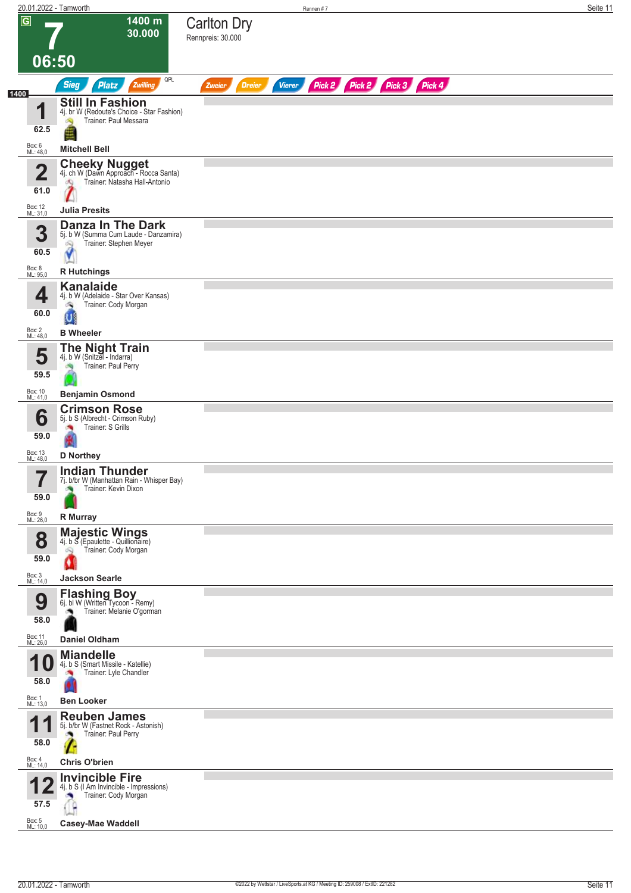# 7 — Carlton Dry

**1400 m** | **30.000** | **06:50**

Rennpreis: 30.000

Sieg | Platz | Zwilling | QPL | Zweier | Dreier | Vierer | Pick 2 | Pick 2 | Pick 3 | Pick 4

**1400**

| Nr. | Pferd | Details |
|---|---|---|
| **1** (62.5) | **Still In Fashion** | 4j. br W (Redoute's Choice - Star Fashion)<br>Trainer: Paul Messara<br>Box: 6, ML: 48,0<br>**Mitchell Bell** |
| **2** (61.0) | **Cheeky Nugget** | 4j. ch W (Dawn Approach - Rocca Santa)<br>Trainer: Natasha Hall-Antonio<br>Box: 12, ML: 31,0<br>**Julia Presits** |
| **3** (60.5) | **Danza In The Dark** | 5j. b W (Summa Cum Laude - Danzamira)<br>Trainer: Stephen Meyer<br>Box: 8, ML: 95,0<br>**R Hutchings** |
| **4** (60.0) | **Kanalaide** | 4j. b W (Adelaide - Star Over Kansas)<br>Trainer: Cody Morgan<br>Box: 2, ML: 48,0<br>**B Wheeler** |
| **5** (59.5) | **The Night Train** | 4j. b W (Snitzel - Indarra)<br>Trainer: Paul Perry<br>Box: 10, ML: 41,0<br>**Benjamin Osmond** |
| **6** (59.0) | **Crimson Rose** | 5j. b S (Albrecht - Crimson Ruby)<br>Trainer: S Grills<br>Box: 13, ML: 48,0<br>**D Northey** |
| **7** (59.0) | **Indian Thunder** | 7j. b/br W (Manhattan Rain - Whisper Bay)<br>Trainer: Kevin Dixon<br>Box: 9, ML: 26,0<br>**R Murray** |
| **8** (59.0) | **Majestic Wings** | 4j. b S (Epaulette - Quillionaire)<br>Trainer: Cody Morgan<br>Box: 3, ML: 14,0<br>**Jackson Searle** |
| **9** (58.0) | **Flashing Boy** | 6j. bl W (Written Tycoon - Remy)<br>Trainer: Melanie O'gorman<br>Box: 11, ML: 26,0<br>**Daniel Oldham** |
| **10** (58.0) | **Miandelle** | 4j. b S (Smart Missile - Katellie)<br>Trainer: Lyle Chandler<br>Box: 1, ML: 13,0<br>**Ben Looker** |
| **11** (58.0) | **Reuben James** | 5j. b/br W (Fastnet Rock - Astonish)<br>Trainer: Paul Perry<br>Box: 4, ML: 14,0<br>**Chris O'brien** |
| **12** (57.5) | **Invincible Fire** | 4j. b S (I Am Invincible - Impressions)<br>Trainer: Cody Morgan<br>Box: 5, ML: 10,0<br>**Casey-Mae Waddell** |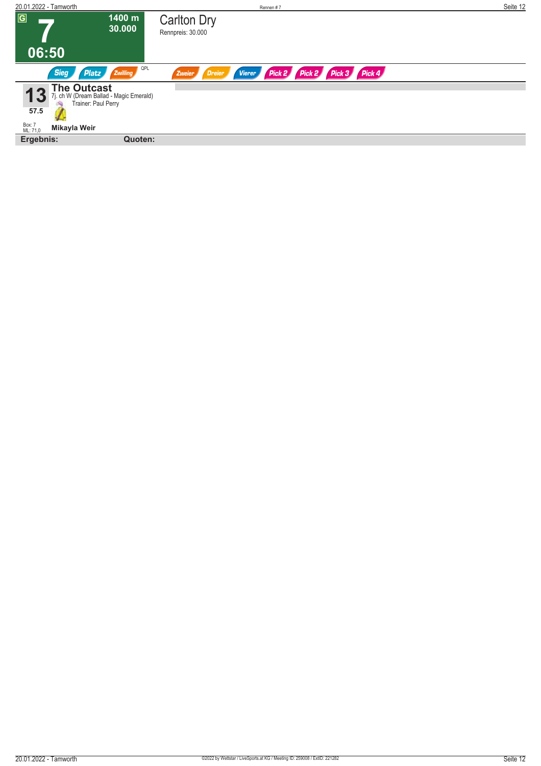**G**

# 7

**1400 m**
**30.000**

**06:50**

## Carlton Dry

Rennpreis: 30.000

Sieg | Platz | Zwilling | QPL | Zweier | Dreier | Vierer | Pick 2 | Pick 2 | Pick 3 | Pick 4

**13** **The Outcast**
7j. ch W (Dream Ballad - Magic Emerald)
Trainer: Paul Perry

57.5

Box: 7
ML: 71,0

**Mikayla Weir**

**Ergebnis:** **Quoten:**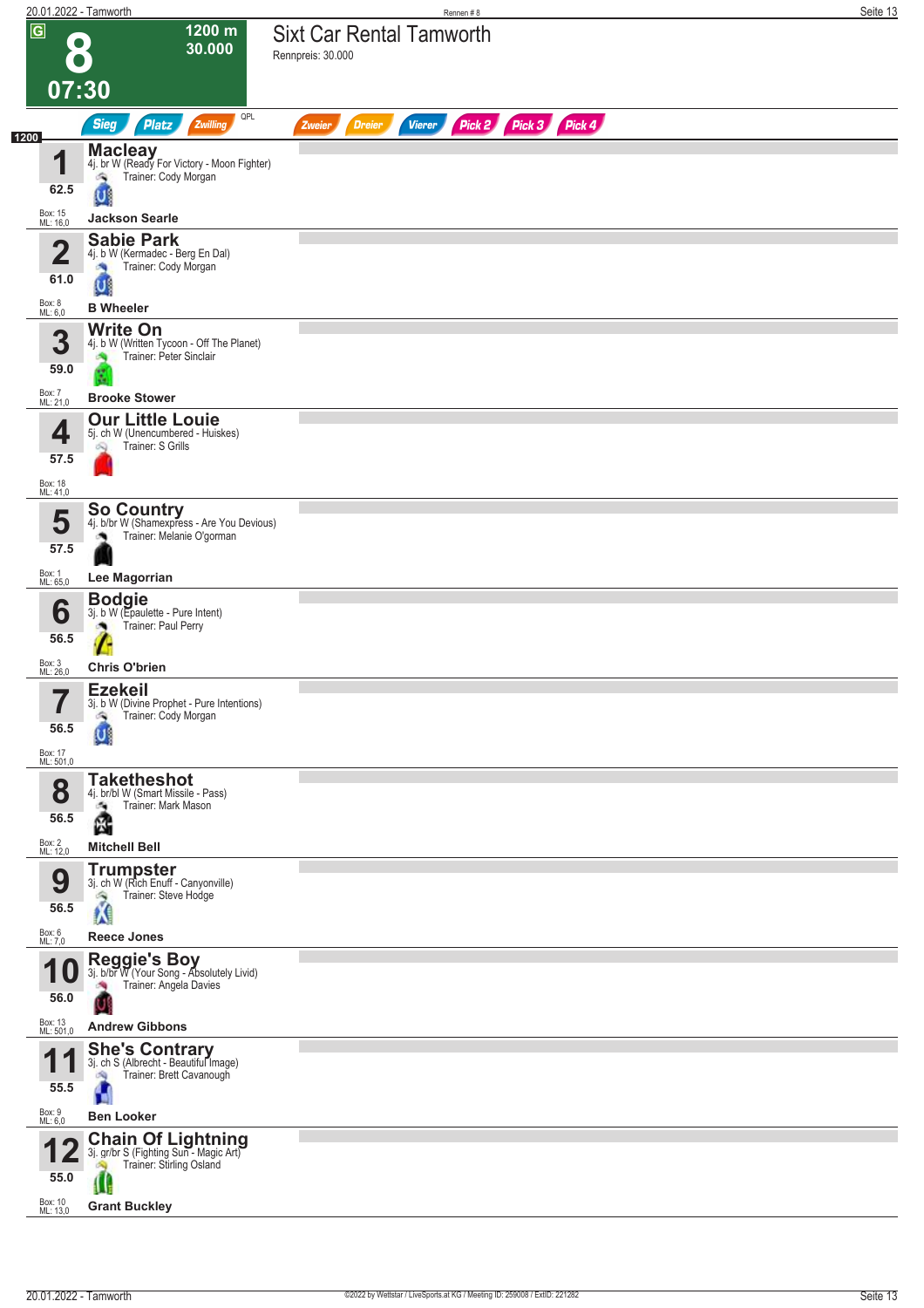# 8 — 07:30

**1200 m — 30.000**

## Sixt Car Rental Tamworth

Rennpreis: 30.000

Sieg | Platz | Zwilling | QPL | Zweier | Dreier | Vierer | Pick 2 | Pick 3 | Pick 4

**1200**

| Nr. | Pferd | Gewicht | Box | ML | Details | Trainer | Jockey |
|---|---|---|---|---|---|---|---|
| 1 | **Macleay** | 62.5 | 15 | 16,0 | 4j. br W (Ready For Victory - Moon Fighter) | Cody Morgan | Jackson Searle |
| 2 | **Sabie Park** | 61.0 | 8 | 6,0 | 4j. b W (Kermadec - Berg En Dal) | Cody Morgan | B Wheeler |
| 3 | **Write On** | 59.0 | 7 | 21,0 | 4j. b W (Written Tycoon - Off The Planet) | Peter Sinclair | Brooke Stower |
| 4 | **Our Little Louie** | 57.5 | 18 | 41,0 | 5j. ch W (Unencumbered - Huiskes) | S Grills | |
| 5 | **So Country** | 57.5 | 1 | 65,0 | 4j. b/br W (Shamexpress - Are You Devious) | Melanie O'gorman | Lee Magorrian |
| 6 | **Bodgie** | 56.5 | 3 | 26,0 | 3j. b W (Epaulette - Pure Intent) | Paul Perry | Chris O'brien |
| 7 | **Ezekeil** | 56.5 | 17 | 501,0 | 3j. b W (Divine Prophet - Pure Intentions) | Cody Morgan | |
| 8 | **Taketheshot** | 56.5 | 2 | 12,0 | 4j. br/bl W (Smart Missile - Pass) | Mark Mason | Mitchell Bell |
| 9 | **Trumpster** | 56.5 | 6 | 7,0 | 3j. ch W (Rich Enuff - Canyonville) | Steve Hodge | Reece Jones |
| 10 | **Reggie's Boy** | 56.0 | 13 | 501,0 | 3j. b/br W (Your Song - Absolutely Livid) | Angela Davies | Andrew Gibbons |
| 11 | **She's Contrary** | 55.5 | 9 | 6,0 | 3j. ch S (Albrecht - Beautiful Image) | Brett Cavanough | Ben Looker |
| 12 | **Chain Of Lightning** | 55.0 | 10 | 13,0 | 3j. gr/br S (Fighting Sun - Magic Art) | Stirling Osland | Grant Buckley |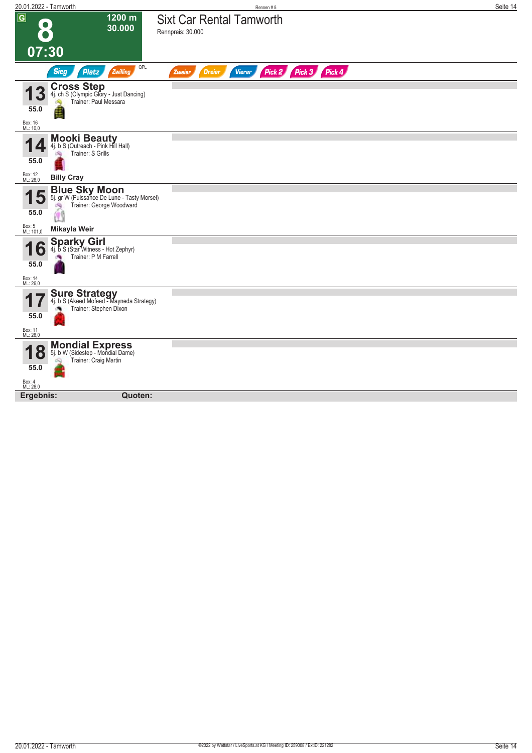# 8

**1200 m**
**30.000**

**07:30**

## Sixt Car Rental Tamworth

Rennpreis: 30.000

Sieg | Platz | Zwilling | QPL | Zweier | Dreier | Vierer | Pick 2 | Pick 3 | Pick 4

**13** **Cross Step**
4j. ch S (Olympic Glory - Just Dancing)
Trainer: Paul Messara
55.0
Box: 16
ML: 10,0

**14** **Mooki Beauty**
4j. b S (Outreach - Pink Hill Hall)
Trainer: S Grills
55.0
Box: 12
ML: 26,0
**Billy Cray**

**15** **Blue Sky Moon**
5j. gr W (Puissance De Lune - Tasty Morsel)
Trainer: George Woodward
55.0
Box: 5
ML: 101,0
**Mikayla Weir**

**16** **Sparky Girl**
4j. b S (Star Witness - Hot Zephyr)
Trainer: P M Farrell
55.0
Box: 14
ML: 26,0

**17** **Sure Strategy**
4j. b S (Akeed Mofeed - Mayneda Strategy)
Trainer: Stephen Dixon
55.0
Box: 11
ML: 26,0

**18** **Mondial Express**
5j. b W (Sidestep - Mondial Dame)
Trainer: Craig Martin
55.0
Box: 4
ML: 26,0

**Ergebnis:** **Quoten:**